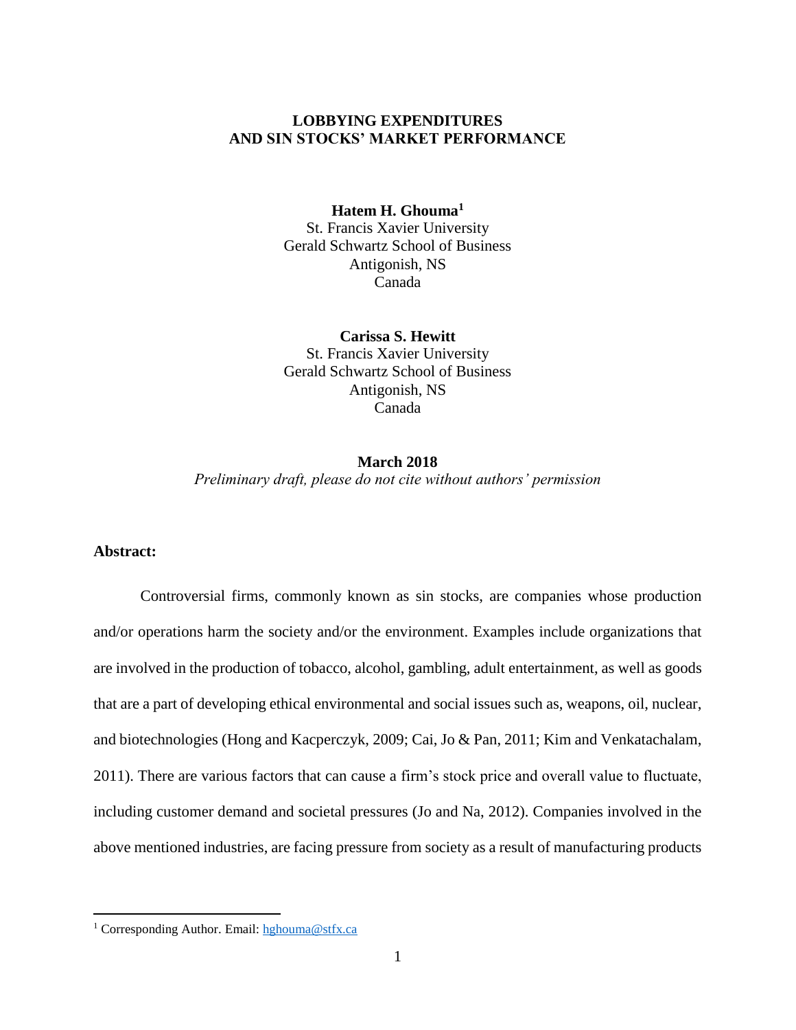# LOBBYING EXPENDITURES AND SIN STOCKS' MARKET PERFORMANCE

**Hatem H. Ghouma**[1]
St. Francis Xavier University
Gerald Schwartz School of Business
Antigonish, NS
Canada

**Carissa S. Hewitt**
St. Francis Xavier University
Gerald Schwartz School of Business
Antigonish, NS
Canada

**March 2018**
*Preliminary draft, please do not cite without authors' permission*

**Abstract:**

Controversial firms, commonly known as sin stocks, are companies whose production and/or operations harm the society and/or the environment. Examples include organizations that are involved in the production of tobacco, alcohol, gambling, adult entertainment, as well as goods that are a part of developing ethical environmental and social issues such as, weapons, oil, nuclear, and biotechnologies (Hong and Kacperczyk, 2009; Cai, Jo & Pan, 2011; Kim and Venkatachalam, 2011). There are various factors that can cause a firm's stock price and overall value to fluctuate, including customer demand and societal pressures (Jo and Na, 2012). Companies involved in the above mentioned industries, are facing pressure from society as a result of manufacturing products

[1] Corresponding Author. Email: hghouma@stfx.ca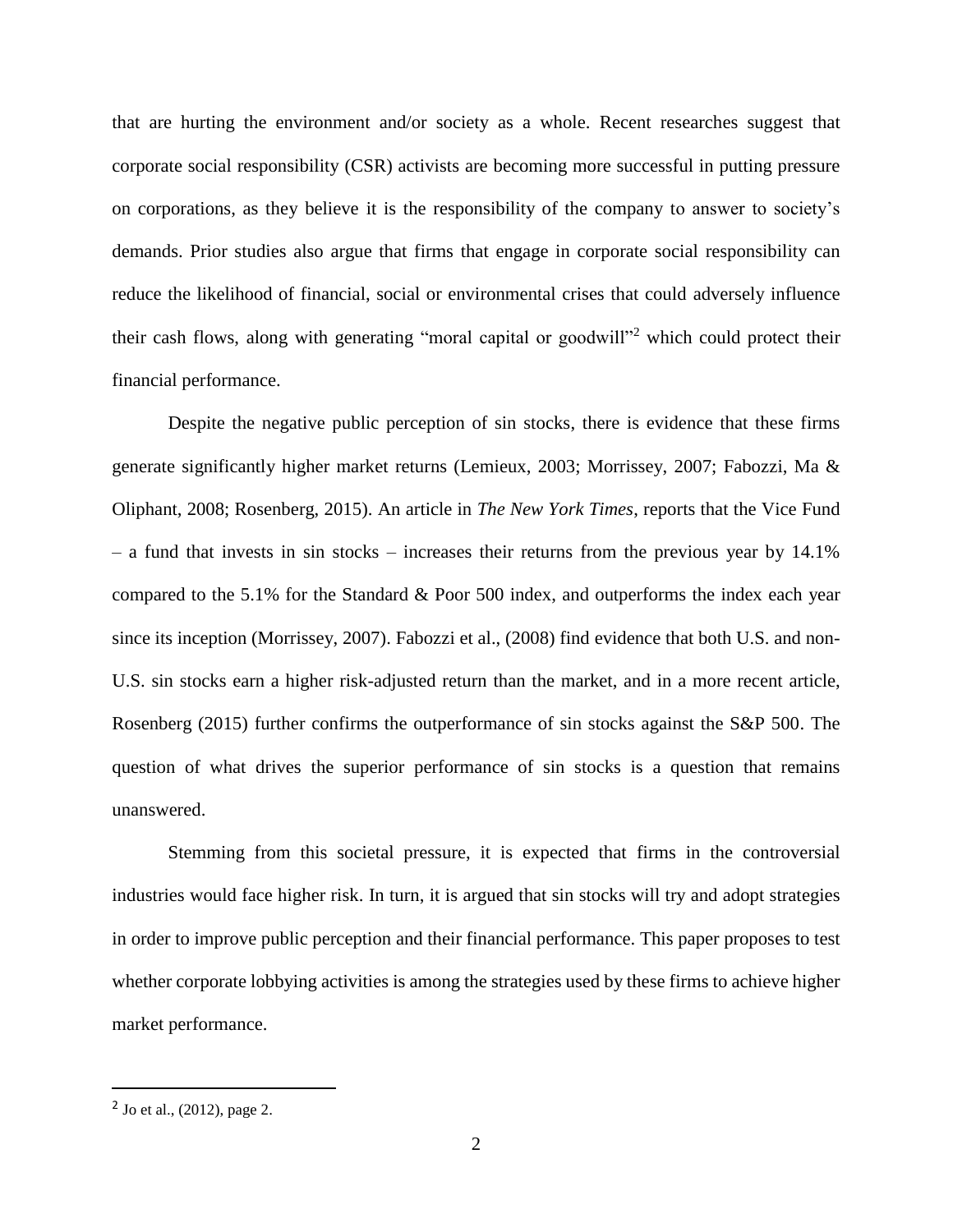that are hurting the environment and/or society as a whole. Recent researches suggest that corporate social responsibility (CSR) activists are becoming more successful in putting pressure on corporations, as they believe it is the responsibility of the company to answer to society's demands. Prior studies also argue that firms that engage in corporate social responsibility can reduce the likelihood of financial, social or environmental crises that could adversely influence their cash flows, along with generating "moral capital or goodwill"[2] which could protect their financial performance.

Despite the negative public perception of sin stocks, there is evidence that these firms generate significantly higher market returns (Lemieux, 2003; Morrissey, 2007; Fabozzi, Ma & Oliphant, 2008; Rosenberg, 2015). An article in *The New York Times*, reports that the Vice Fund – a fund that invests in sin stocks – increases their returns from the previous year by 14.1% compared to the 5.1% for the Standard & Poor 500 index, and outperforms the index each year since its inception (Morrissey, 2007). Fabozzi et al., (2008) find evidence that both U.S. and non-U.S. sin stocks earn a higher risk-adjusted return than the market, and in a more recent article, Rosenberg (2015) further confirms the outperformance of sin stocks against the S&P 500. The question of what drives the superior performance of sin stocks is a question that remains unanswered.

Stemming from this societal pressure, it is expected that firms in the controversial industries would face higher risk. In turn, it is argued that sin stocks will try and adopt strategies in order to improve public perception and their financial performance. This paper proposes to test whether corporate lobbying activities is among the strategies used by these firms to achieve higher market performance.

---

[2] Jo et al., (2012), page 2.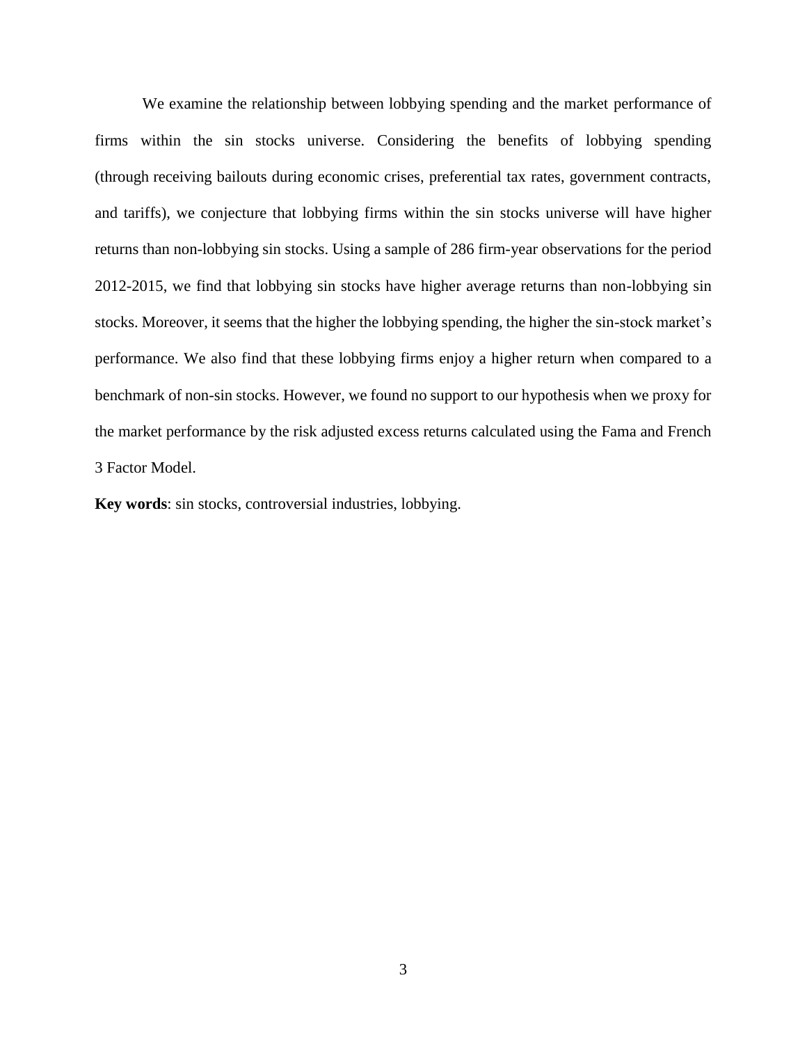We examine the relationship between lobbying spending and the market performance of firms within the sin stocks universe. Considering the benefits of lobbying spending (through receiving bailouts during economic crises, preferential tax rates, government contracts, and tariffs), we conjecture that lobbying firms within the sin stocks universe will have higher returns than non-lobbying sin stocks. Using a sample of 286 firm-year observations for the period 2012-2015, we find that lobbying sin stocks have higher average returns than non-lobbying sin stocks. Moreover, it seems that the higher the lobbying spending, the higher the sin-stock market's performance. We also find that these lobbying firms enjoy a higher return when compared to a benchmark of non-sin stocks. However, we found no support to our hypothesis when we proxy for the market performance by the risk adjusted excess returns calculated using the Fama and French 3 Factor Model.

**Key words**: sin stocks, controversial industries, lobbying.